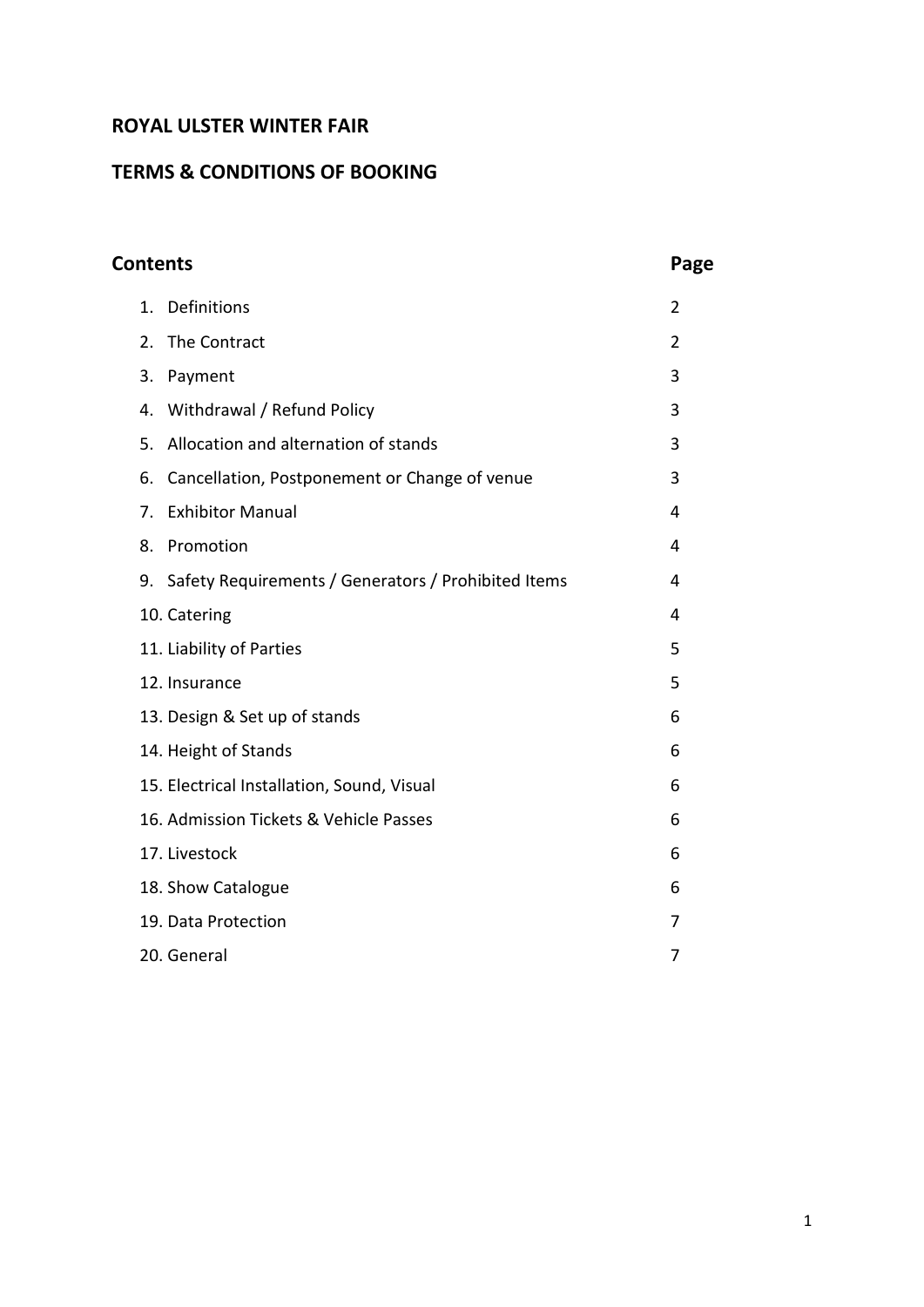# ROYAL ULSTER WINTER FAIR

## TERMS & CONDITIONS OF BOOKING

| Contents | Page |
|---|---|
| 1. Definitions | 2 |
| 2. The Contract | 2 |
| 3. Payment | 3 |
| 4. Withdrawal / Refund Policy | 3 |
| 5. Allocation and alternation of stands | 3 |
| 6. Cancellation, Postponement or Change of venue | 3 |
| 7. Exhibitor Manual | 4 |
| 8. Promotion | 4 |
| 9. Safety Requirements / Generators / Prohibited Items | 4 |
| 10. Catering | 4 |
| 11. Liability of Parties | 5 |
| 12. Insurance | 5 |
| 13. Design & Set up of stands | 6 |
| 14. Height of Stands | 6 |
| 15. Electrical Installation, Sound, Visual | 6 |
| 16. Admission Tickets & Vehicle Passes | 6 |
| 17. Livestock | 6 |
| 18. Show Catalogue | 6 |
| 19. Data Protection | 7 |
| 20. General | 7 |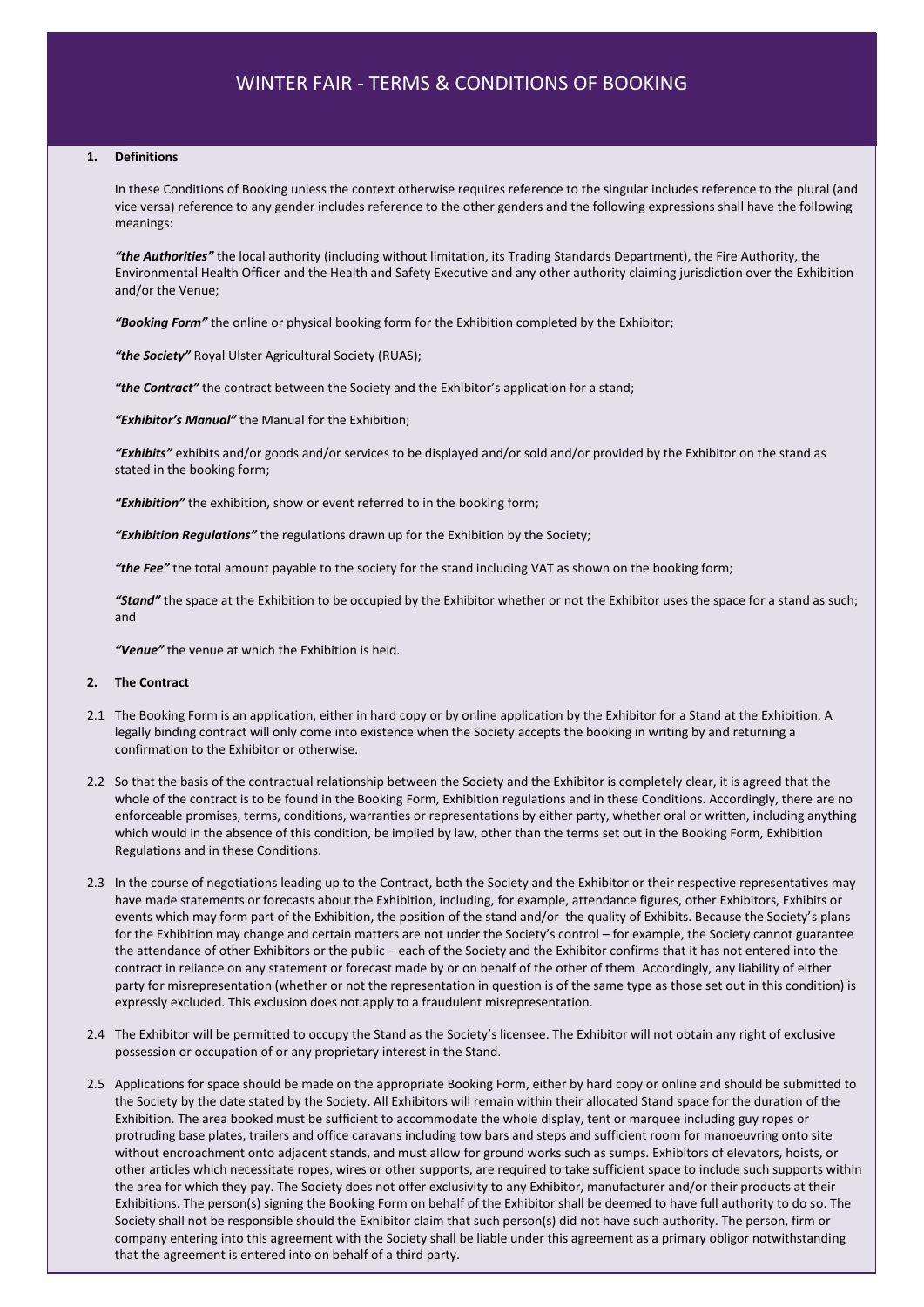# WINTER FAIR - TERMS & CONDITIONS OF BOOKING

## 1. Definitions

In these Conditions of Booking unless the context otherwise requires reference to the singular includes reference to the plural (and vice versa) reference to any gender includes reference to the other genders and the following expressions shall have the following meanings:

***"the Authorities"*** the local authority (including without limitation, its Trading Standards Department), the Fire Authority, the Environmental Health Officer and the Health and Safety Executive and any other authority claiming jurisdiction over the Exhibition and/or the Venue;

***"Booking Form"*** the online or physical booking form for the Exhibition completed by the Exhibitor;

***"the Society"*** Royal Ulster Agricultural Society (RUAS);

***"the Contract"*** the contract between the Society and the Exhibitor's application for a stand;

***"Exhibitor's Manual"*** the Manual for the Exhibition;

***"Exhibits"*** exhibits and/or goods and/or services to be displayed and/or sold and/or provided by the Exhibitor on the stand as stated in the booking form;

***"Exhibition"*** the exhibition, show or event referred to in the booking form;

***"Exhibition Regulations"*** the regulations drawn up for the Exhibition by the Society;

***"the Fee"*** the total amount payable to the society for the stand including VAT as shown on the booking form;

***"Stand"*** the space at the Exhibition to be occupied by the Exhibitor whether or not the Exhibitor uses the space for a stand as such; and

***"Venue"*** the venue at which the Exhibition is held.

## 2. The Contract

2.1 The Booking Form is an application, either in hard copy or by online application by the Exhibitor for a Stand at the Exhibition. A legally binding contract will only come into existence when the Society accepts the booking in writing by and returning a confirmation to the Exhibitor or otherwise.

2.2 So that the basis of the contractual relationship between the Society and the Exhibitor is completely clear, it is agreed that the whole of the contract is to be found in the Booking Form, Exhibition regulations and in these Conditions. Accordingly, there are no enforceable promises, terms, conditions, warranties or representations by either party, whether oral or written, including anything which would in the absence of this condition, be implied by law, other than the terms set out in the Booking Form, Exhibition Regulations and in these Conditions.

2.3 In the course of negotiations leading up to the Contract, both the Society and the Exhibitor or their respective representatives may have made statements or forecasts about the Exhibition, including, for example, attendance figures, other Exhibitors, Exhibits or events which may form part of the Exhibition, the position of the stand and/or the quality of Exhibits. Because the Society's plans for the Exhibition may change and certain matters are not under the Society's control – for example, the Society cannot guarantee the attendance of other Exhibitors or the public – each of the Society and the Exhibitor confirms that it has not entered into the contract in reliance on any statement or forecast made by or on behalf of the other of them. Accordingly, any liability of either party for misrepresentation (whether or not the representation in question is of the same type as those set out in this condition) is expressly excluded. This exclusion does not apply to a fraudulent misrepresentation.

2.4 The Exhibitor will be permitted to occupy the Stand as the Society's licensee. The Exhibitor will not obtain any right of exclusive possession or occupation of or any proprietary interest in the Stand.

2.5 Applications for space should be made on the appropriate Booking Form, either by hard copy or online and should be submitted to the Society by the date stated by the Society. All Exhibitors will remain within their allocated Stand space for the duration of the Exhibition. The area booked must be sufficient to accommodate the whole display, tent or marquee including guy ropes or protruding base plates, trailers and office caravans including tow bars and steps and sufficient room for manoeuvring onto site without encroachment onto adjacent stands, and must allow for ground works such as sumps. Exhibitors of elevators, hoists, or other articles which necessitate ropes, wires or other supports, are required to take sufficient space to include such supports within the area for which they pay. The Society does not offer exclusivity to any Exhibitor, manufacturer and/or their products at their Exhibitions. The person(s) signing the Booking Form on behalf of the Exhibitor shall be deemed to have full authority to do so. The Society shall not be responsible should the Exhibitor claim that such person(s) did not have such authority. The person, firm or company entering into this agreement with the Society shall be liable under this agreement as a primary obligor notwithstanding that the agreement is entered into on behalf of a third party.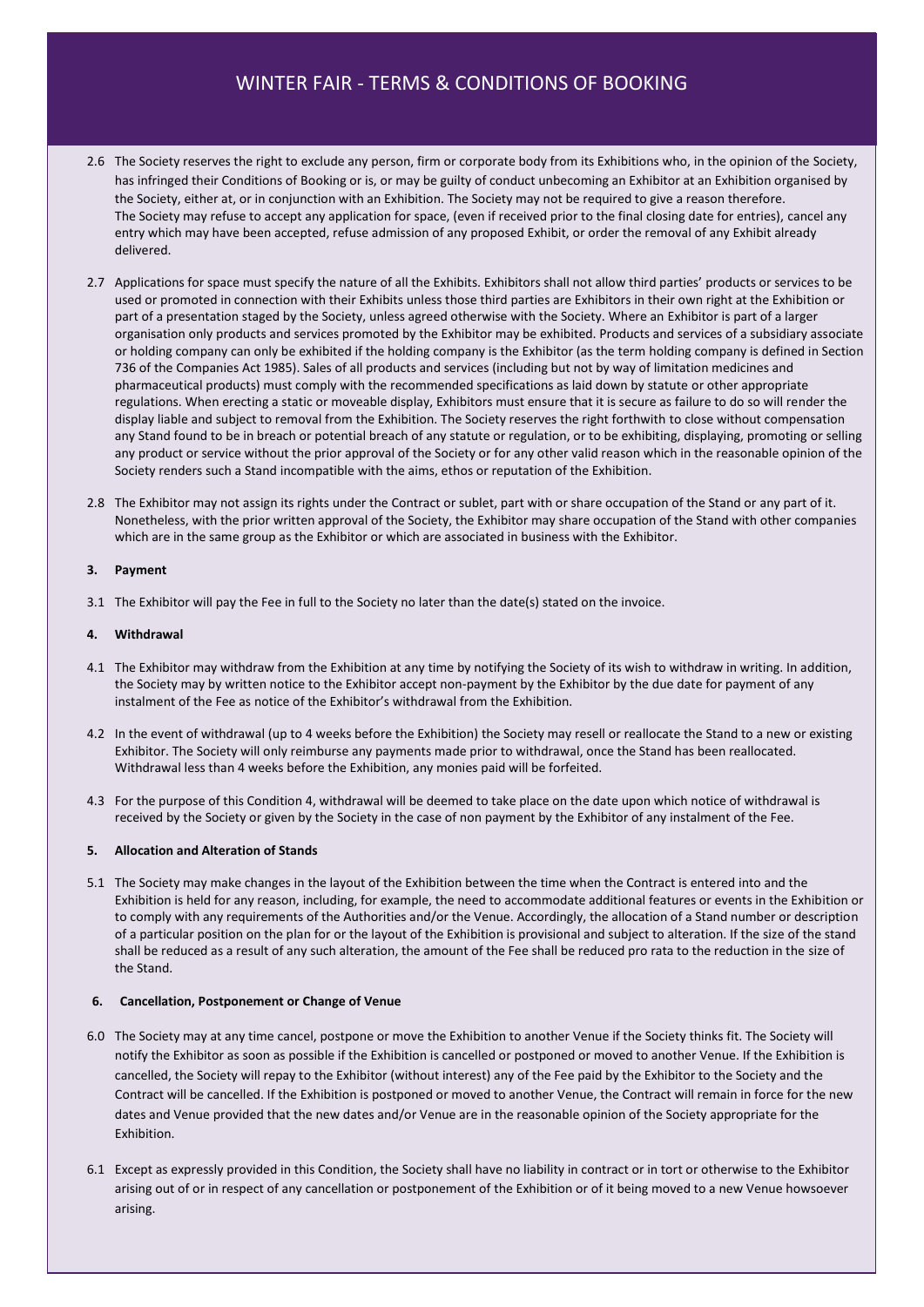# WINTER FAIR - TERMS & CONDITIONS OF BOOKING

2.6 The Society reserves the right to exclude any person, firm or corporate body from its Exhibitions who, in the opinion of the Society, has infringed their Conditions of Booking or is, or may be guilty of conduct unbecoming an Exhibitor at an Exhibition organised by the Society, either at, or in conjunction with an Exhibition. The Society may not be required to give a reason therefore. The Society may refuse to accept any application for space, (even if received prior to the final closing date for entries), cancel any entry which may have been accepted, refuse admission of any proposed Exhibit, or order the removal of any Exhibit already delivered.

2.7 Applications for space must specify the nature of all the Exhibits. Exhibitors shall not allow third parties' products or services to be used or promoted in connection with their Exhibits unless those third parties are Exhibitors in their own right at the Exhibition or part of a presentation staged by the Society, unless agreed otherwise with the Society. Where an Exhibitor is part of a larger organisation only products and services promoted by the Exhibitor may be exhibited. Products and services of a subsidiary associate or holding company can only be exhibited if the holding company is the Exhibitor (as the term holding company is defined in Section 736 of the Companies Act 1985). Sales of all products and services (including but not by way of limitation medicines and pharmaceutical products) must comply with the recommended specifications as laid down by statute or other appropriate regulations. When erecting a static or moveable display, Exhibitors must ensure that it is secure as failure to do so will render the display liable and subject to removal from the Exhibition. The Society reserves the right forthwith to close without compensation any Stand found to be in breach or potential breach of any statute or regulation, or to be exhibiting, displaying, promoting or selling any product or service without the prior approval of the Society or for any other valid reason which in the reasonable opinion of the Society renders such a Stand incompatible with the aims, ethos or reputation of the Exhibition.

2.8 The Exhibitor may not assign its rights under the Contract or sublet, part with or share occupation of the Stand or any part of it. Nonetheless, with the prior written approval of the Society, the Exhibitor may share occupation of the Stand with other companies which are in the same group as the Exhibitor or which are associated in business with the Exhibitor.

### 3. Payment

3.1 The Exhibitor will pay the Fee in full to the Society no later than the date(s) stated on the invoice.

### 4. Withdrawal

4.1 The Exhibitor may withdraw from the Exhibition at any time by notifying the Society of its wish to withdraw in writing. In addition, the Society may by written notice to the Exhibitor accept non-payment by the Exhibitor by the due date for payment of any instalment of the Fee as notice of the Exhibitor's withdrawal from the Exhibition.

4.2 In the event of withdrawal (up to 4 weeks before the Exhibition) the Society may resell or reallocate the Stand to a new or existing Exhibitor. The Society will only reimburse any payments made prior to withdrawal, once the Stand has been reallocated. Withdrawal less than 4 weeks before the Exhibition, any monies paid will be forfeited.

4.3 For the purpose of this Condition 4, withdrawal will be deemed to take place on the date upon which notice of withdrawal is received by the Society or given by the Society in the case of non payment by the Exhibitor of any instalment of the Fee.

### 5. Allocation and Alteration of Stands

5.1 The Society may make changes in the layout of the Exhibition between the time when the Contract is entered into and the Exhibition is held for any reason, including, for example, the need to accommodate additional features or events in the Exhibition or to comply with any requirements of the Authorities and/or the Venue. Accordingly, the allocation of a Stand number or description of a particular position on the plan for or the layout of the Exhibition is provisional and subject to alteration. If the size of the stand shall be reduced as a result of any such alteration, the amount of the Fee shall be reduced pro rata to the reduction in the size of the Stand.

### 6. Cancellation, Postponement or Change of Venue

6.0 The Society may at any time cancel, postpone or move the Exhibition to another Venue if the Society thinks fit. The Society will notify the Exhibitor as soon as possible if the Exhibition is cancelled or postponed or moved to another Venue. If the Exhibition is cancelled, the Society will repay to the Exhibitor (without interest) any of the Fee paid by the Exhibitor to the Society and the Contract will be cancelled. If the Exhibition is postponed or moved to another Venue, the Contract will remain in force for the new dates and Venue provided that the new dates and/or Venue are in the reasonable opinion of the Society appropriate for the Exhibition.

6.1 Except as expressly provided in this Condition, the Society shall have no liability in contract or in tort or otherwise to the Exhibitor arising out of or in respect of any cancellation or postponement of the Exhibition or of it being moved to a new Venue howsoever arising.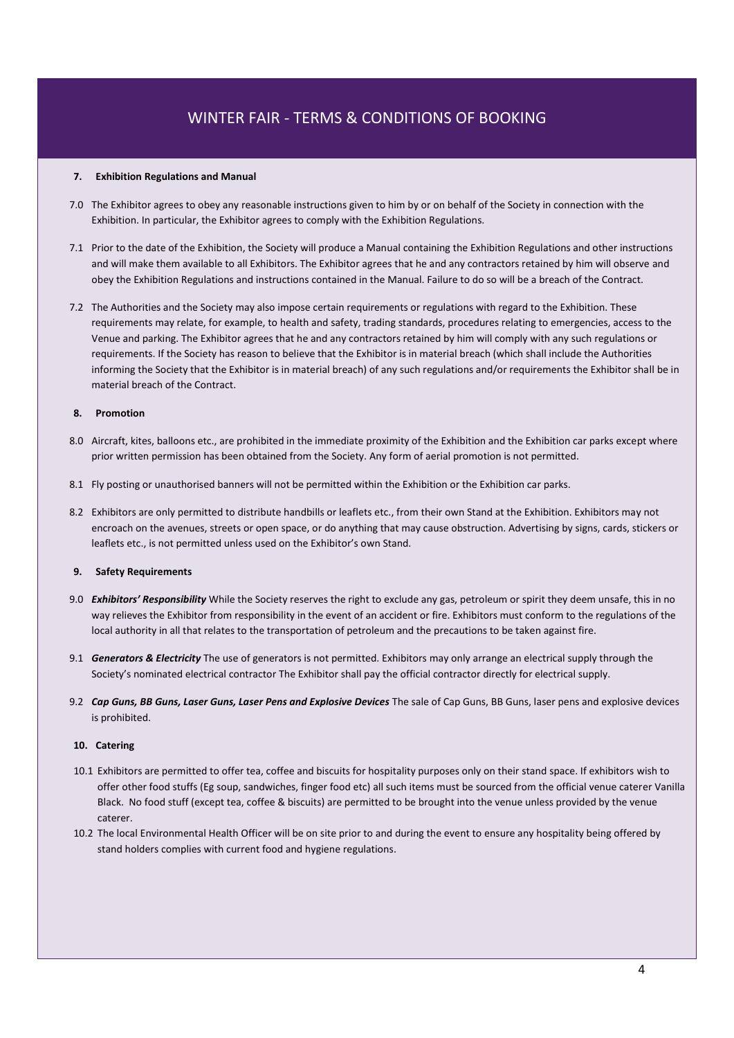# WINTER FAIR - TERMS & CONDITIONS OF BOOKING

**7. Exhibition Regulations and Manual**

7.0 The Exhibitor agrees to obey any reasonable instructions given to him by or on behalf of the Society in connection with the Exhibition. In particular, the Exhibitor agrees to comply with the Exhibition Regulations.

7.1 Prior to the date of the Exhibition, the Society will produce a Manual containing the Exhibition Regulations and other instructions and will make them available to all Exhibitors. The Exhibitor agrees that he and any contractors retained by him will observe and obey the Exhibition Regulations and instructions contained in the Manual. Failure to do so will be a breach of the Contract.

7.2 The Authorities and the Society may also impose certain requirements or regulations with regard to the Exhibition. These requirements may relate, for example, to health and safety, trading standards, procedures relating to emergencies, access to the Venue and parking. The Exhibitor agrees that he and any contractors retained by him will comply with any such regulations or requirements. If the Society has reason to believe that the Exhibitor is in material breach (which shall include the Authorities informing the Society that the Exhibitor is in material breach) of any such regulations and/or requirements the Exhibitor shall be in material breach of the Contract.

**8. Promotion**

8.0 Aircraft, kites, balloons etc., are prohibited in the immediate proximity of the Exhibition and the Exhibition car parks except where prior written permission has been obtained from the Society. Any form of aerial promotion is not permitted.

8.1 Fly posting or unauthorised banners will not be permitted within the Exhibition or the Exhibition car parks.

8.2 Exhibitors are only permitted to distribute handbills or leaflets etc., from their own Stand at the Exhibition. Exhibitors may not encroach on the avenues, streets or open space, or do anything that may cause obstruction. Advertising by signs, cards, stickers or leaflets etc., is not permitted unless used on the Exhibitor's own Stand.

**9. Safety Requirements**

9.0 ***Exhibitors' Responsibility*** While the Society reserves the right to exclude any gas, petroleum or spirit they deem unsafe, this in no way relieves the Exhibitor from responsibility in the event of an accident or fire. Exhibitors must conform to the regulations of the local authority in all that relates to the transportation of petroleum and the precautions to be taken against fire.

9.1 ***Generators & Electricity*** The use of generators is not permitted. Exhibitors may only arrange an electrical supply through the Society's nominated electrical contractor The Exhibitor shall pay the official contractor directly for electrical supply.

9.2 ***Cap Guns, BB Guns, Laser Guns, Laser Pens and Explosive Devices*** The sale of Cap Guns, BB Guns, laser pens and explosive devices is prohibited.

**10. Catering**

10.1 Exhibitors are permitted to offer tea, coffee and biscuits for hospitality purposes only on their stand space. If exhibitors wish to offer other food stuffs (Eg soup, sandwiches, finger food etc) all such items must be sourced from the official venue caterer Vanilla Black. No food stuff (except tea, coffee & biscuits) are permitted to be brought into the venue unless provided by the venue caterer.

10.2 The local Environmental Health Officer will be on site prior to and during the event to ensure any hospitality being offered by stand holders complies with current food and hygiene regulations.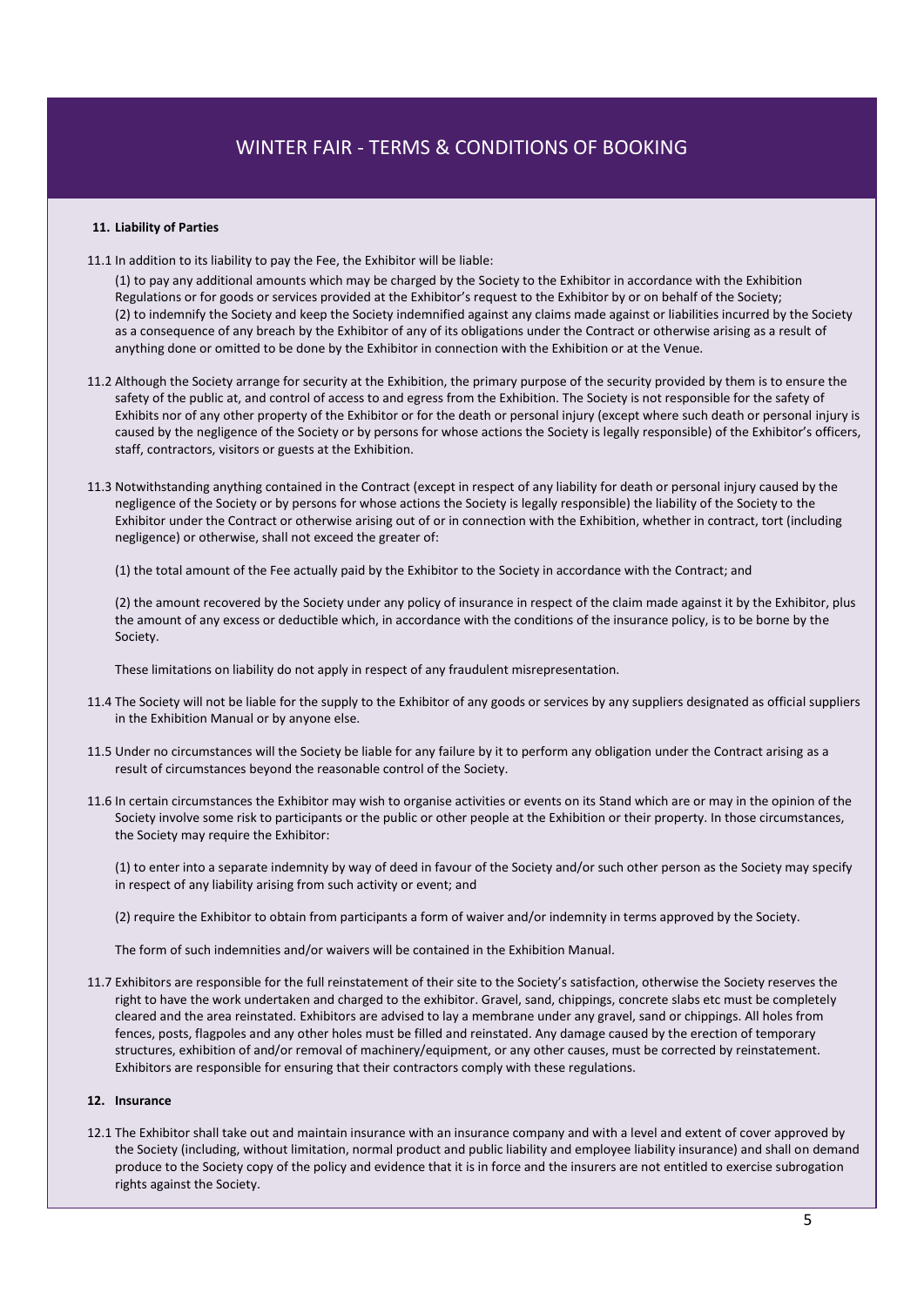# WINTER FAIR - TERMS & CONDITIONS OF BOOKING

**11. Liability of Parties**

11.1 In addition to its liability to pay the Fee, the Exhibitor will be liable:

(1) to pay any additional amounts which may be charged by the Society to the Exhibitor in accordance with the Exhibition Regulations or for goods or services provided at the Exhibitor's request to the Exhibitor by or on behalf of the Society;
(2) to indemnify the Society and keep the Society indemnified against any claims made against or liabilities incurred by the Society as a consequence of any breach by the Exhibitor of any of its obligations under the Contract or otherwise arising as a result of anything done or omitted to be done by the Exhibitor in connection with the Exhibition or at the Venue.

11.2 Although the Society arrange for security at the Exhibition, the primary purpose of the security provided by them is to ensure the safety of the public at, and control of access to and egress from the Exhibition. The Society is not responsible for the safety of Exhibits nor of any other property of the Exhibitor or for the death or personal injury (except where such death or personal injury is caused by the negligence of the Society or by persons for whose actions the Society is legally responsible) of the Exhibitor's officers, staff, contractors, visitors or guests at the Exhibition.

11.3 Notwithstanding anything contained in the Contract (except in respect of any liability for death or personal injury caused by the negligence of the Society or by persons for whose actions the Society is legally responsible) the liability of the Society to the Exhibitor under the Contract or otherwise arising out of or in connection with the Exhibition, whether in contract, tort (including negligence) or otherwise, shall not exceed the greater of:

(1) the total amount of the Fee actually paid by the Exhibitor to the Society in accordance with the Contract; and

(2) the amount recovered by the Society under any policy of insurance in respect of the claim made against it by the Exhibitor, plus the amount of any excess or deductible which, in accordance with the conditions of the insurance policy, is to be borne by the Society.

These limitations on liability do not apply in respect of any fraudulent misrepresentation.

11.4 The Society will not be liable for the supply to the Exhibitor of any goods or services by any suppliers designated as official suppliers in the Exhibition Manual or by anyone else.

11.5 Under no circumstances will the Society be liable for any failure by it to perform any obligation under the Contract arising as a result of circumstances beyond the reasonable control of the Society.

11.6 In certain circumstances the Exhibitor may wish to organise activities or events on its Stand which are or may in the opinion of the Society involve some risk to participants or the public or other people at the Exhibition or their property. In those circumstances, the Society may require the Exhibitor:

(1) to enter into a separate indemnity by way of deed in favour of the Society and/or such other person as the Society may specify in respect of any liability arising from such activity or event; and

(2) require the Exhibitor to obtain from participants a form of waiver and/or indemnity in terms approved by the Society.

The form of such indemnities and/or waivers will be contained in the Exhibition Manual.

11.7 Exhibitors are responsible for the full reinstatement of their site to the Society's satisfaction, otherwise the Society reserves the right to have the work undertaken and charged to the exhibitor. Gravel, sand, chippings, concrete slabs etc must be completely cleared and the area reinstated. Exhibitors are advised to lay a membrane under any gravel, sand or chippings. All holes from fences, posts, flagpoles and any other holes must be filled and reinstated. Any damage caused by the erection of temporary structures, exhibition of and/or removal of machinery/equipment, or any other causes, must be corrected by reinstatement. Exhibitors are responsible for ensuring that their contractors comply with these regulations.

**12. Insurance**

12.1 The Exhibitor shall take out and maintain insurance with an insurance company and with a level and extent of cover approved by the Society (including, without limitation, normal product and public liability and employee liability insurance) and shall on demand produce to the Society copy of the policy and evidence that it is in force and the insurers are not entitled to exercise subrogation rights against the Society.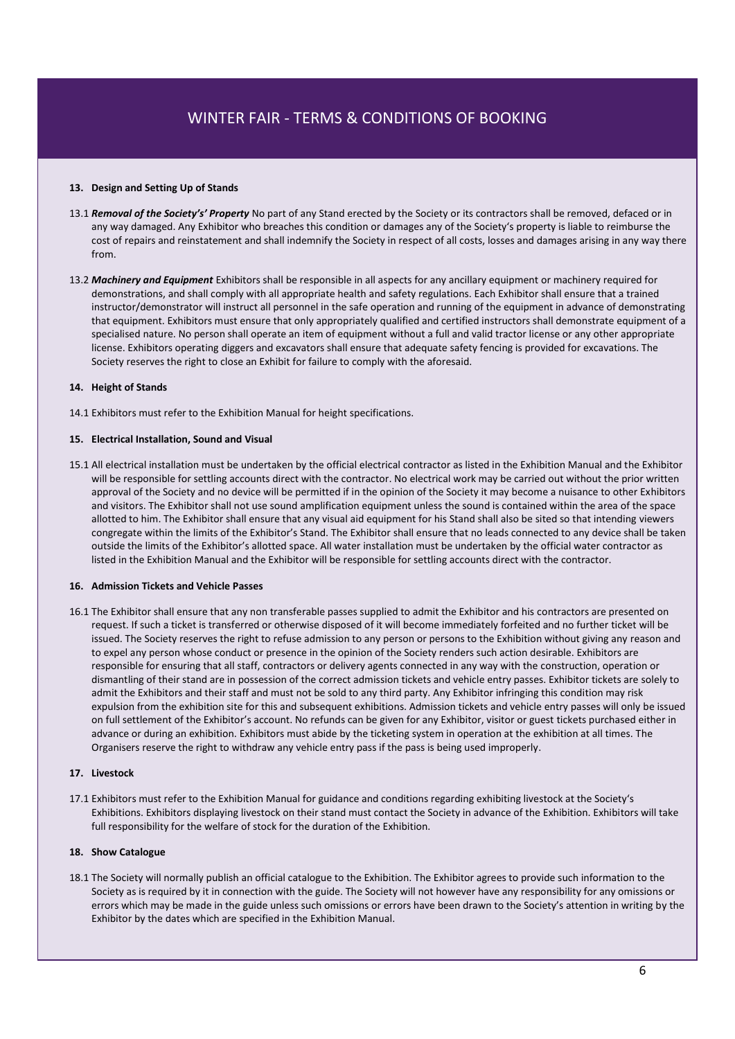# WINTER FAIR - TERMS & CONDITIONS OF BOOKING

**13. Design and Setting Up of Stands**

13.1 ***Removal of the Society's' Property*** No part of any Stand erected by the Society or its contractors shall be removed, defaced or in any way damaged. Any Exhibitor who breaches this condition or damages any of the Society's property is liable to reimburse the cost of repairs and reinstatement and shall indemnify the Society in respect of all costs, losses and damages arising in any way there from.

13.2 ***Machinery and Equipment*** Exhibitors shall be responsible in all aspects for any ancillary equipment or machinery required for demonstrations, and shall comply with all appropriate health and safety regulations. Each Exhibitor shall ensure that a trained instructor/demonstrator will instruct all personnel in the safe operation and running of the equipment in advance of demonstrating that equipment. Exhibitors must ensure that only appropriately qualified and certified instructors shall demonstrate equipment of a specialised nature. No person shall operate an item of equipment without a full and valid tractor license or any other appropriate license. Exhibitors operating diggers and excavators shall ensure that adequate safety fencing is provided for excavations. The Society reserves the right to close an Exhibit for failure to comply with the aforesaid.

**14. Height of Stands**

14.1 Exhibitors must refer to the Exhibition Manual for height specifications.

**15. Electrical Installation, Sound and Visual**

15.1 All electrical installation must be undertaken by the official electrical contractor as listed in the Exhibition Manual and the Exhibitor will be responsible for settling accounts direct with the contractor. No electrical work may be carried out without the prior written approval of the Society and no device will be permitted if in the opinion of the Society it may become a nuisance to other Exhibitors and visitors. The Exhibitor shall not use sound amplification equipment unless the sound is contained within the area of the space allotted to him. The Exhibitor shall ensure that any visual aid equipment for his Stand shall also be sited so that intending viewers congregate within the limits of the Exhibitor's Stand. The Exhibitor shall ensure that no leads connected to any device shall be taken outside the limits of the Exhibitor's allotted space. All water installation must be undertaken by the official water contractor as listed in the Exhibition Manual and the Exhibitor will be responsible for settling accounts direct with the contractor.

**16. Admission Tickets and Vehicle Passes**

16.1 The Exhibitor shall ensure that any non transferable passes supplied to admit the Exhibitor and his contractors are presented on request. If such a ticket is transferred or otherwise disposed of it will become immediately forfeited and no further ticket will be issued. The Society reserves the right to refuse admission to any person or persons to the Exhibition without giving any reason and to expel any person whose conduct or presence in the opinion of the Society renders such action desirable. Exhibitors are responsible for ensuring that all staff, contractors or delivery agents connected in any way with the construction, operation or dismantling of their stand are in possession of the correct admission tickets and vehicle entry passes. Exhibitor tickets are solely to admit the Exhibitors and their staff and must not be sold to any third party. Any Exhibitor infringing this condition may risk expulsion from the exhibition site for this and subsequent exhibitions. Admission tickets and vehicle entry passes will only be issued on full settlement of the Exhibitor's account. No refunds can be given for any Exhibitor, visitor or guest tickets purchased either in advance or during an exhibition. Exhibitors must abide by the ticketing system in operation at the exhibition at all times. The Organisers reserve the right to withdraw any vehicle entry pass if the pass is being used improperly.

**17. Livestock**

17.1 Exhibitors must refer to the Exhibition Manual for guidance and conditions regarding exhibiting livestock at the Society's Exhibitions. Exhibitors displaying livestock on their stand must contact the Society in advance of the Exhibition. Exhibitors will take full responsibility for the welfare of stock for the duration of the Exhibition.

**18. Show Catalogue**

18.1 The Society will normally publish an official catalogue to the Exhibition. The Exhibitor agrees to provide such information to the Society as is required by it in connection with the guide. The Society will not however have any responsibility for any omissions or errors which may be made in the guide unless such omissions or errors have been drawn to the Society's attention in writing by the Exhibitor by the dates which are specified in the Exhibition Manual.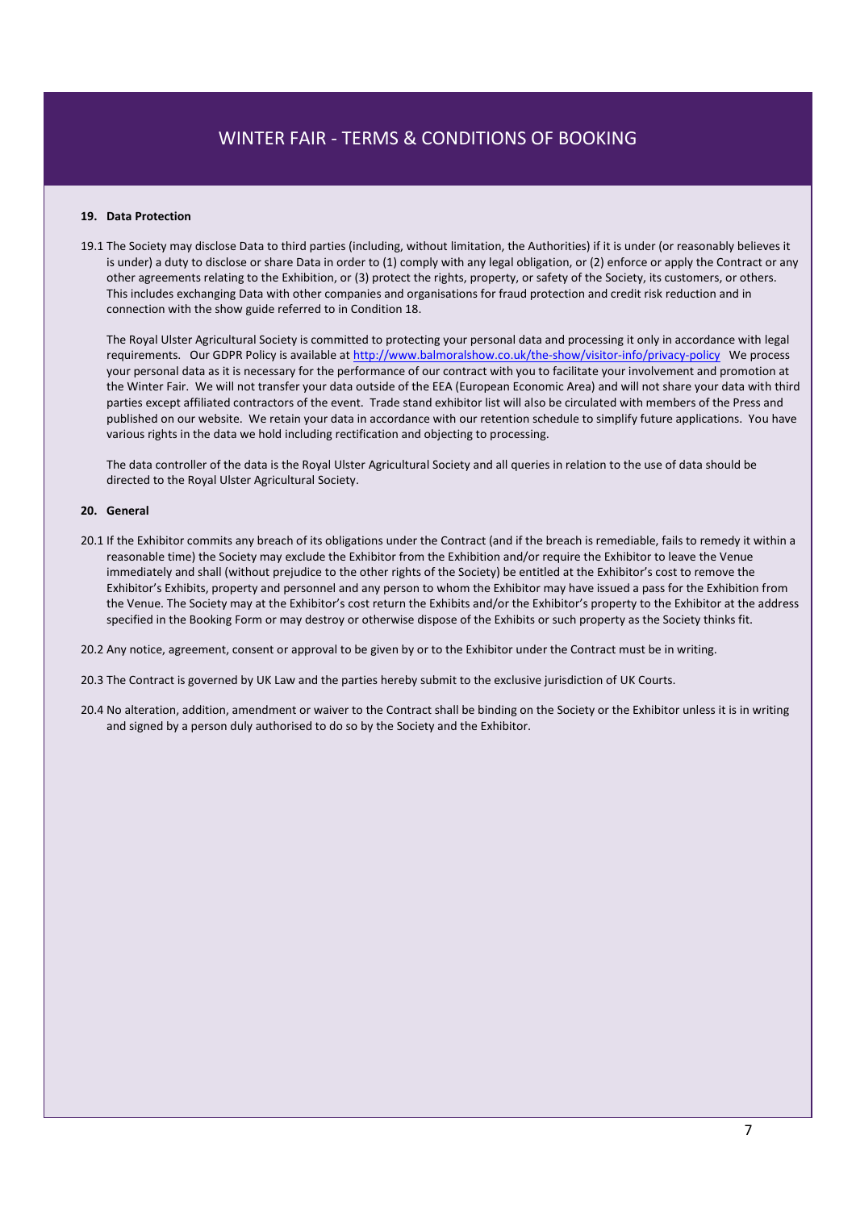# WINTER FAIR - TERMS & CONDITIONS OF BOOKING

**19. Data Protection**

19.1 The Society may disclose Data to third parties (including, without limitation, the Authorities) if it is under (or reasonably believes it is under) a duty to disclose or share Data in order to (1) comply with any legal obligation, or (2) enforce or apply the Contract or any other agreements relating to the Exhibition, or (3) protect the rights, property, or safety of the Society, its customers, or others. This includes exchanging Data with other companies and organisations for fraud protection and credit risk reduction and in connection with the show guide referred to in Condition 18.

The Royal Ulster Agricultural Society is committed to protecting your personal data and processing it only in accordance with legal requirements. Our GDPR Policy is available at http://www.balmoralshow.co.uk/the-show/visitor-info/privacy-policy We process your personal data as it is necessary for the performance of our contract with you to facilitate your involvement and promotion at the Winter Fair. We will not transfer your data outside of the EEA (European Economic Area) and will not share your data with third parties except affiliated contractors of the event. Trade stand exhibitor list will also be circulated with members of the Press and published on our website. We retain your data in accordance with our retention schedule to simplify future applications. You have various rights in the data we hold including rectification and objecting to processing.

The data controller of the data is the Royal Ulster Agricultural Society and all queries in relation to the use of data should be directed to the Royal Ulster Agricultural Society.

**20. General**

20.1 If the Exhibitor commits any breach of its obligations under the Contract (and if the breach is remediable, fails to remedy it within a reasonable time) the Society may exclude the Exhibitor from the Exhibition and/or require the Exhibitor to leave the Venue immediately and shall (without prejudice to the other rights of the Society) be entitled at the Exhibitor's cost to remove the Exhibitor's Exhibits, property and personnel and any person to whom the Exhibitor may have issued a pass for the Exhibition from the Venue. The Society may at the Exhibitor's cost return the Exhibits and/or the Exhibitor's property to the Exhibitor at the address specified in the Booking Form or may destroy or otherwise dispose of the Exhibits or such property as the Society thinks fit.

20.2 Any notice, agreement, consent or approval to be given by or to the Exhibitor under the Contract must be in writing.

20.3 The Contract is governed by UK Law and the parties hereby submit to the exclusive jurisdiction of UK Courts.

20.4 No alteration, addition, amendment or waiver to the Contract shall be binding on the Society or the Exhibitor unless it is in writing and signed by a person duly authorised to do so by the Society and the Exhibitor.